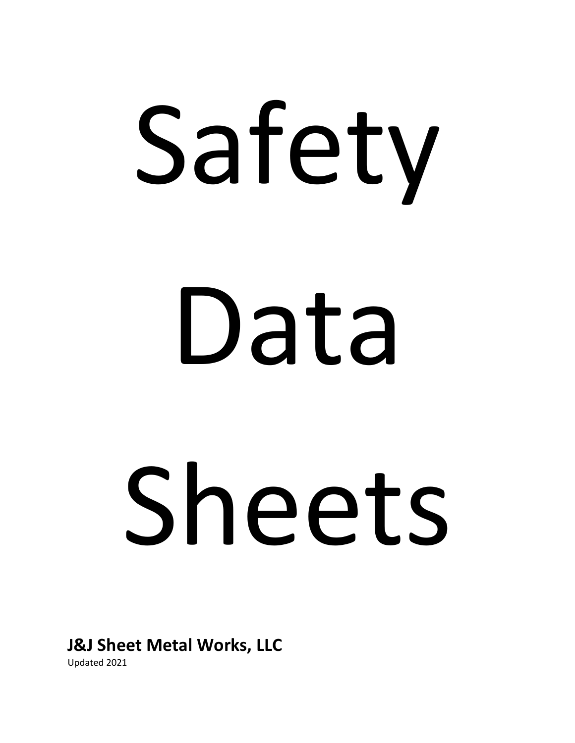# Safety

# Data

# Sheets

**J&J Sheet Metal Works, LLC**

Updated 2021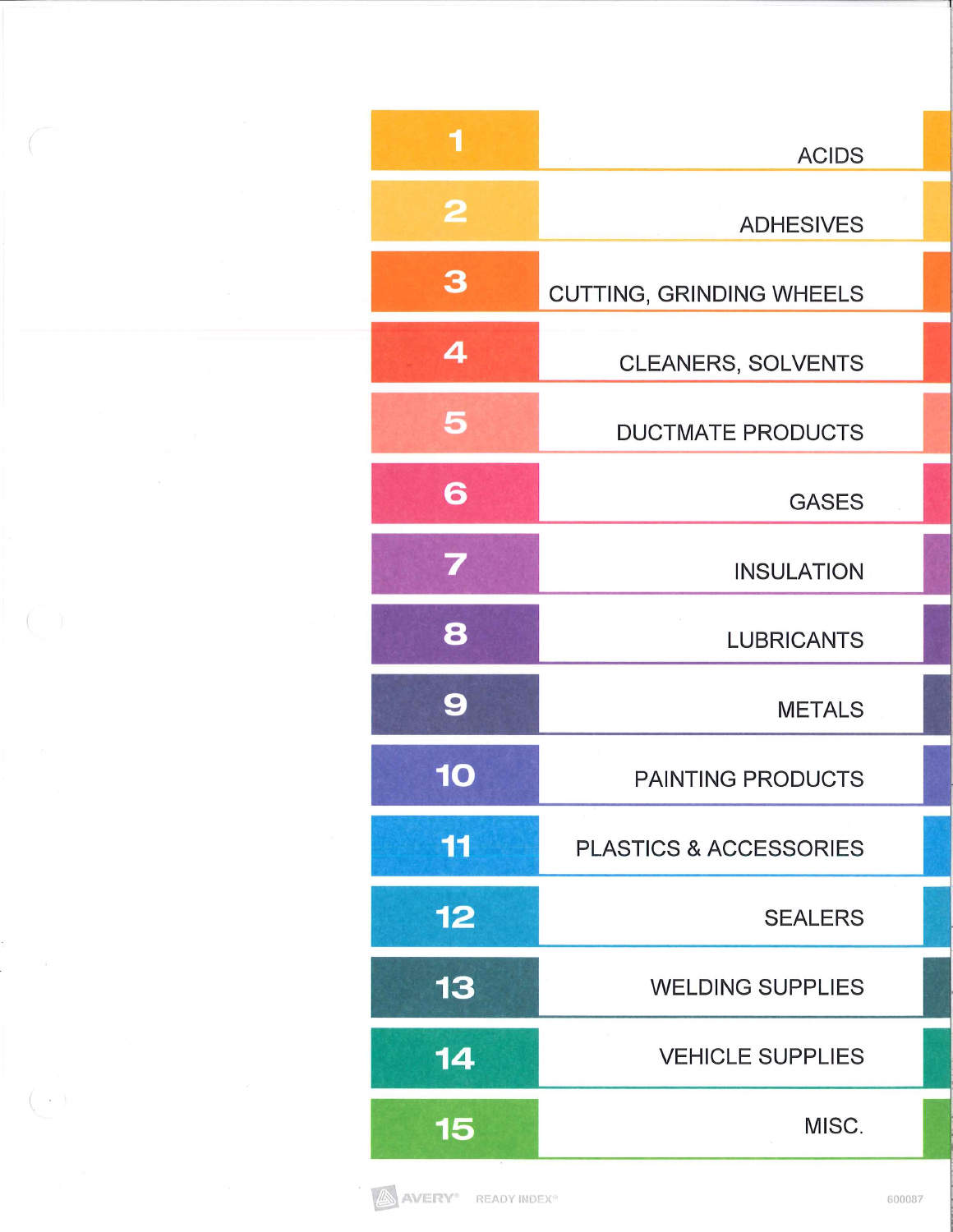| | |
|---|---|
| 1 | ACIDS |
| 2 | ADHESIVES |
| 3 | CUTTING, GRINDING WHEELS |
| 4 | CLEANERS, SOLVENTS |
| 5 | DUCTMATE PRODUCTS |
| 6 | GASES |
| 7 | INSULATION |
| 8 | LUBRICANTS |
| 9 | METALS |
| 10 | PAINTING PRODUCTS |
| 11 | PLASTICS & ACCESSORIES |
| 12 | SEALERS |
| 13 | WELDING SUPPLIES |
| 14 | VEHICLE SUPPLIES |
| 15 | MISC. |

AVERY® READY INDEX® 600087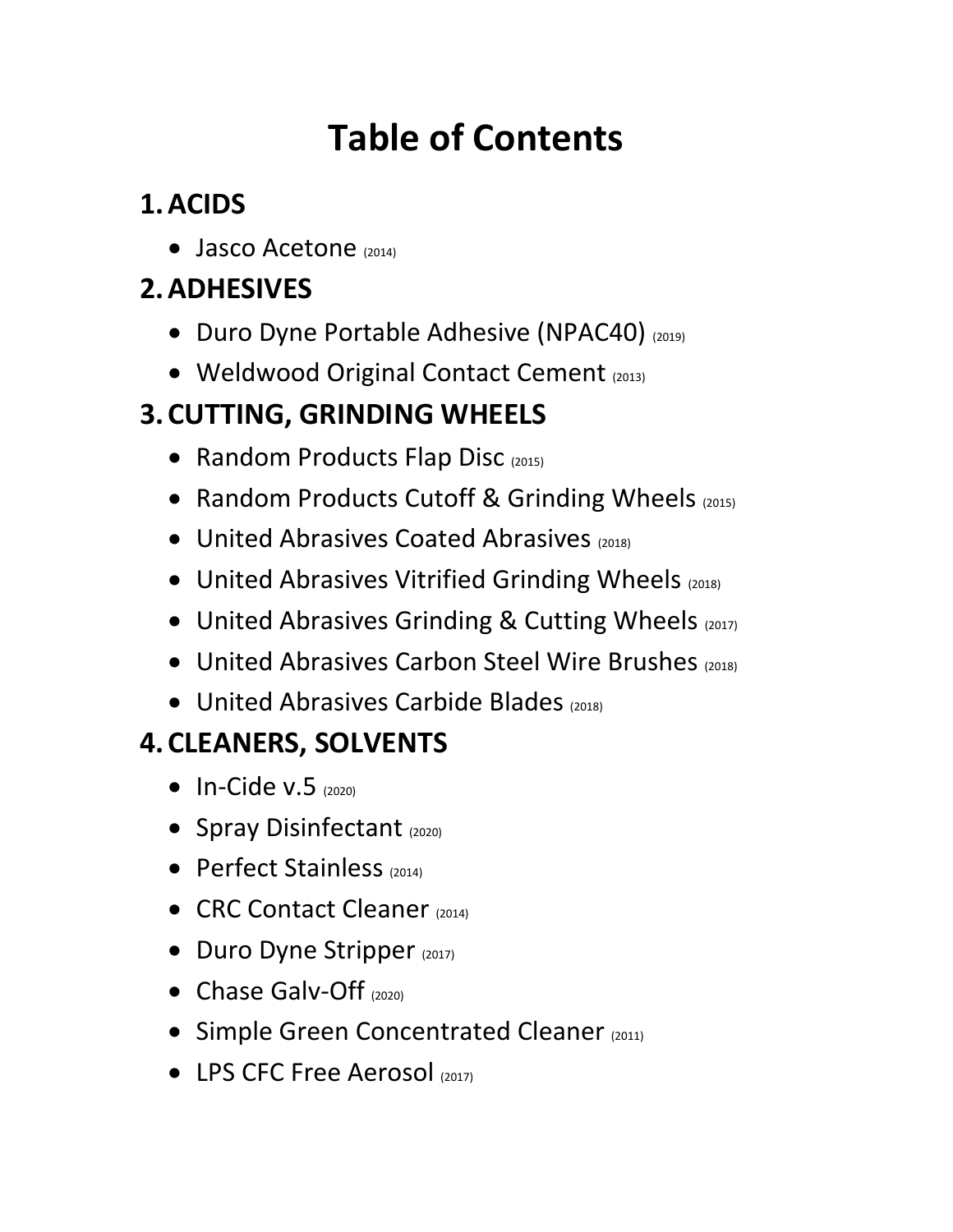# Table of Contents

## 1. ACIDS

- Jasco Acetone (2014)

## 2. ADHESIVES

- Duro Dyne Portable Adhesive (NPAC40) (2019)
- Weldwood Original Contact Cement (2013)

## 3. CUTTING, GRINDING WHEELS

- Random Products Flap Disc (2015)
- Random Products Cutoff & Grinding Wheels (2015)
- United Abrasives Coated Abrasives (2018)
- United Abrasives Vitrified Grinding Wheels (2018)
- United Abrasives Grinding & Cutting Wheels (2017)
- United Abrasives Carbon Steel Wire Brushes (2018)
- United Abrasives Carbide Blades (2018)

## 4. CLEANERS, SOLVENTS

- In-Cide v.5 (2020)
- Spray Disinfectant (2020)
- Perfect Stainless (2014)
- CRC Contact Cleaner (2014)
- Duro Dyne Stripper (2017)
- Chase Galv-Off (2020)
- Simple Green Concentrated Cleaner (2011)
- LPS CFC Free Aerosol (2017)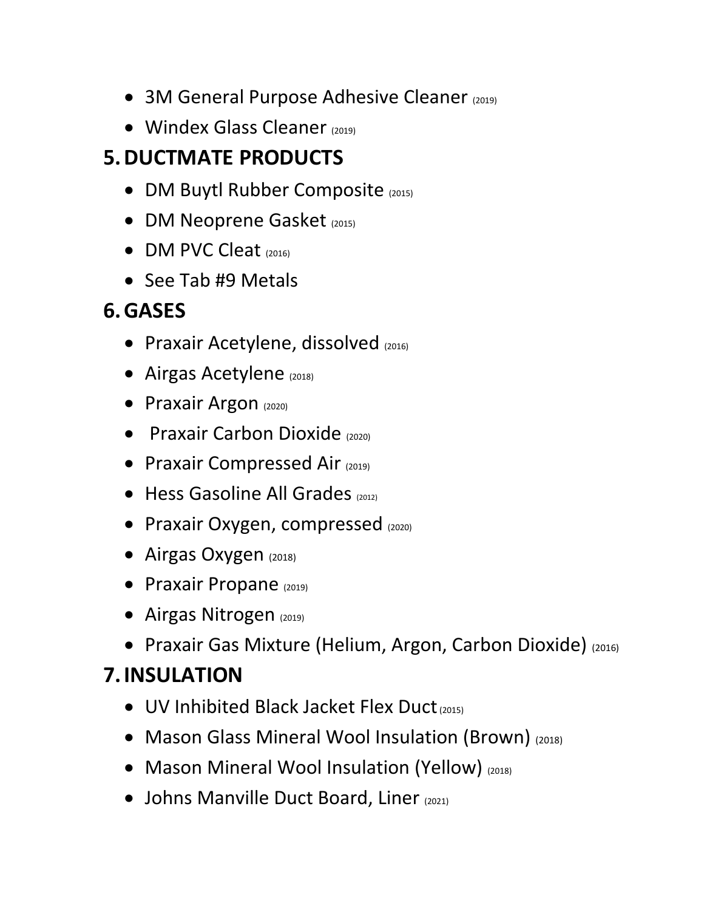- 3M General Purpose Adhesive Cleaner (2019)
- Windex Glass Cleaner (2019)

## 5. DUCTMATE PRODUCTS

- DM Buytl Rubber Composite (2015)
- DM Neoprene Gasket (2015)
- DM PVC Cleat (2016)
- See Tab #9 Metals

## 6. GASES

- Praxair Acetylene, dissolved (2016)
- Airgas Acetylene (2018)
- Praxair Argon (2020)
- Praxair Carbon Dioxide (2020)
- Praxair Compressed Air (2019)
- Hess Gasoline All Grades (2012)
- Praxair Oxygen, compressed (2020)
- Airgas Oxygen (2018)
- Praxair Propane (2019)
- Airgas Nitrogen (2019)
- Praxair Gas Mixture (Helium, Argon, Carbon Dioxide) (2016)

## 7. INSULATION

- UV Inhibited Black Jacket Flex Duct (2015)
- Mason Glass Mineral Wool Insulation (Brown) (2018)
- Mason Mineral Wool Insulation (Yellow) (2018)
- Johns Manville Duct Board, Liner (2021)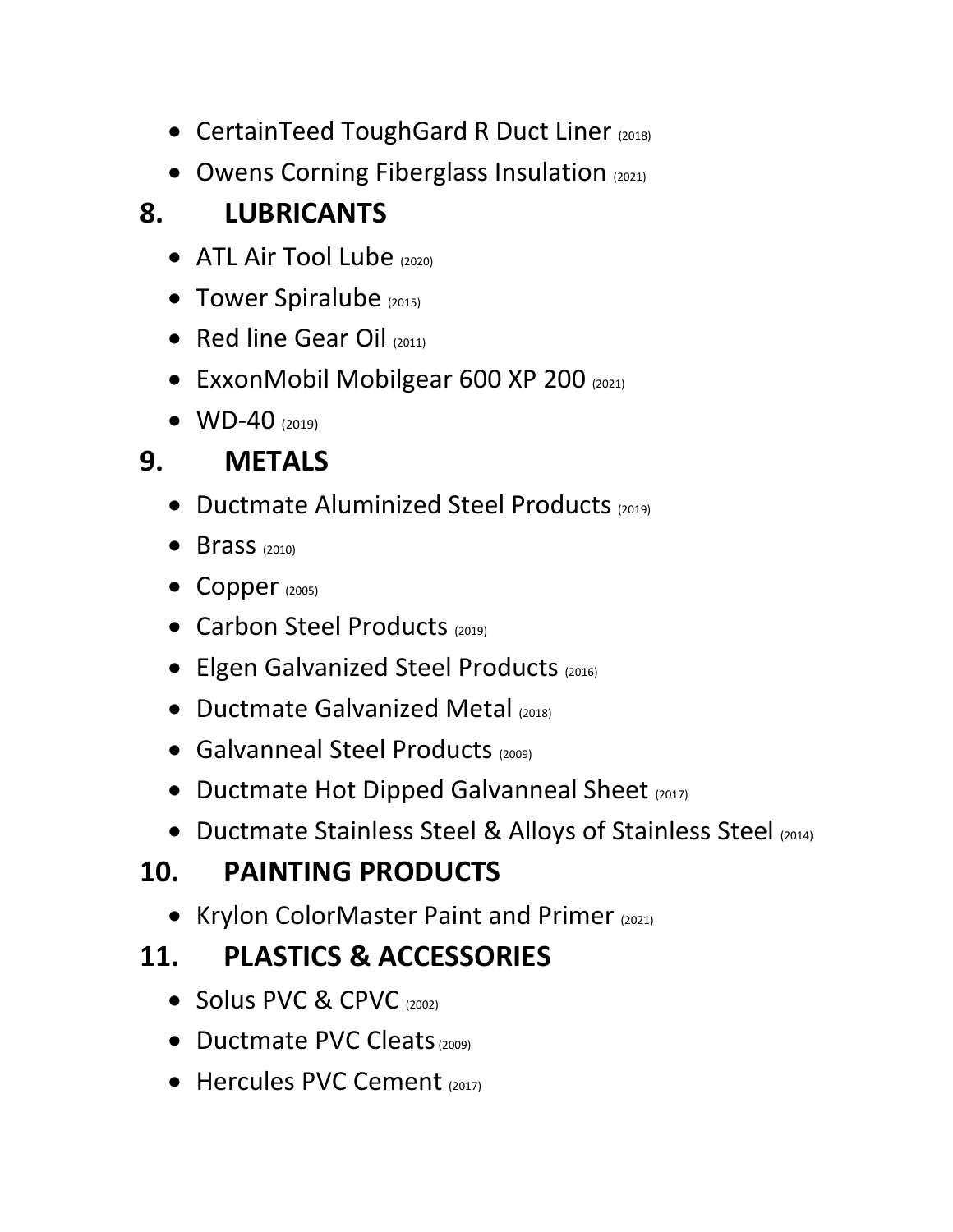- CertainTeed ToughGard R Duct Liner (2018)
- Owens Corning Fiberglass Insulation (2021)

## 8. LUBRICANTS

- ATL Air Tool Lube (2020)
- Tower Spiralube (2015)
- Red line Gear Oil (2011)
- ExxonMobil Mobilgear 600 XP 200 (2021)
- WD-40 (2019)

## 9. METALS

- Ductmate Aluminized Steel Products (2019)
- Brass (2010)
- Copper (2005)
- Carbon Steel Products (2019)
- Elgen Galvanized Steel Products (2016)
- Ductmate Galvanized Metal (2018)
- Galvanneal Steel Products (2009)
- Ductmate Hot Dipped Galvanneal Sheet (2017)
- Ductmate Stainless Steel & Alloys of Stainless Steel (2014)

## 10. PAINTING PRODUCTS

- Krylon ColorMaster Paint and Primer (2021)

## 11. PLASTICS & ACCESSORIES

- Solus PVC & CPVC (2002)
- Ductmate PVC Cleats (2009)
- Hercules PVC Cement (2017)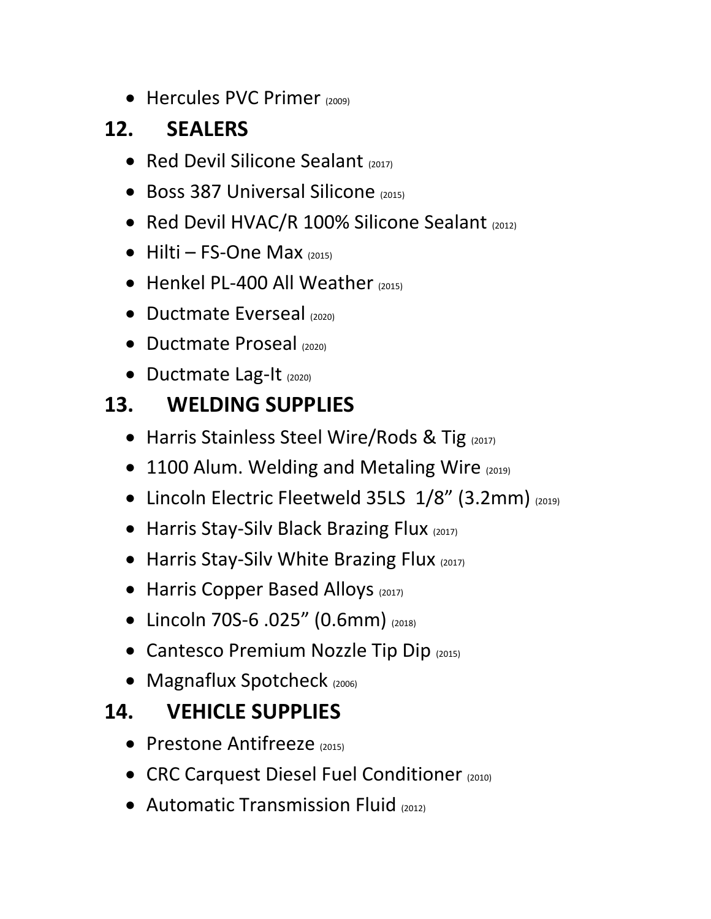- Hercules PVC Primer (2009)

## 12. SEALERS

- Red Devil Silicone Sealant (2017)
- Boss 387 Universal Silicone (2015)
- Red Devil HVAC/R 100% Silicone Sealant (2012)
- Hilti – FS-One Max (2015)
- Henkel PL-400 All Weather (2015)
- Ductmate Everseal (2020)
- Ductmate Proseal (2020)
- Ductmate Lag-It (2020)

## 13. WELDING SUPPLIES

- Harris Stainless Steel Wire/Rods & Tig (2017)
- 1100 Alum. Welding and Metaling Wire (2019)
- Lincoln Electric Fleetweld 35LS 1/8" (3.2mm) (2019)
- Harris Stay-Silv Black Brazing Flux (2017)
- Harris Stay-Silv White Brazing Flux (2017)
- Harris Copper Based Alloys (2017)
- Lincoln 70S-6 .025" (0.6mm) (2018)
- Cantesco Premium Nozzle Tip Dip (2015)
- Magnaflux Spotcheck (2006)

## 14. VEHICLE SUPPLIES

- Prestone Antifreeze (2015)
- CRC Carquest Diesel Fuel Conditioner (2010)
- Automatic Transmission Fluid (2012)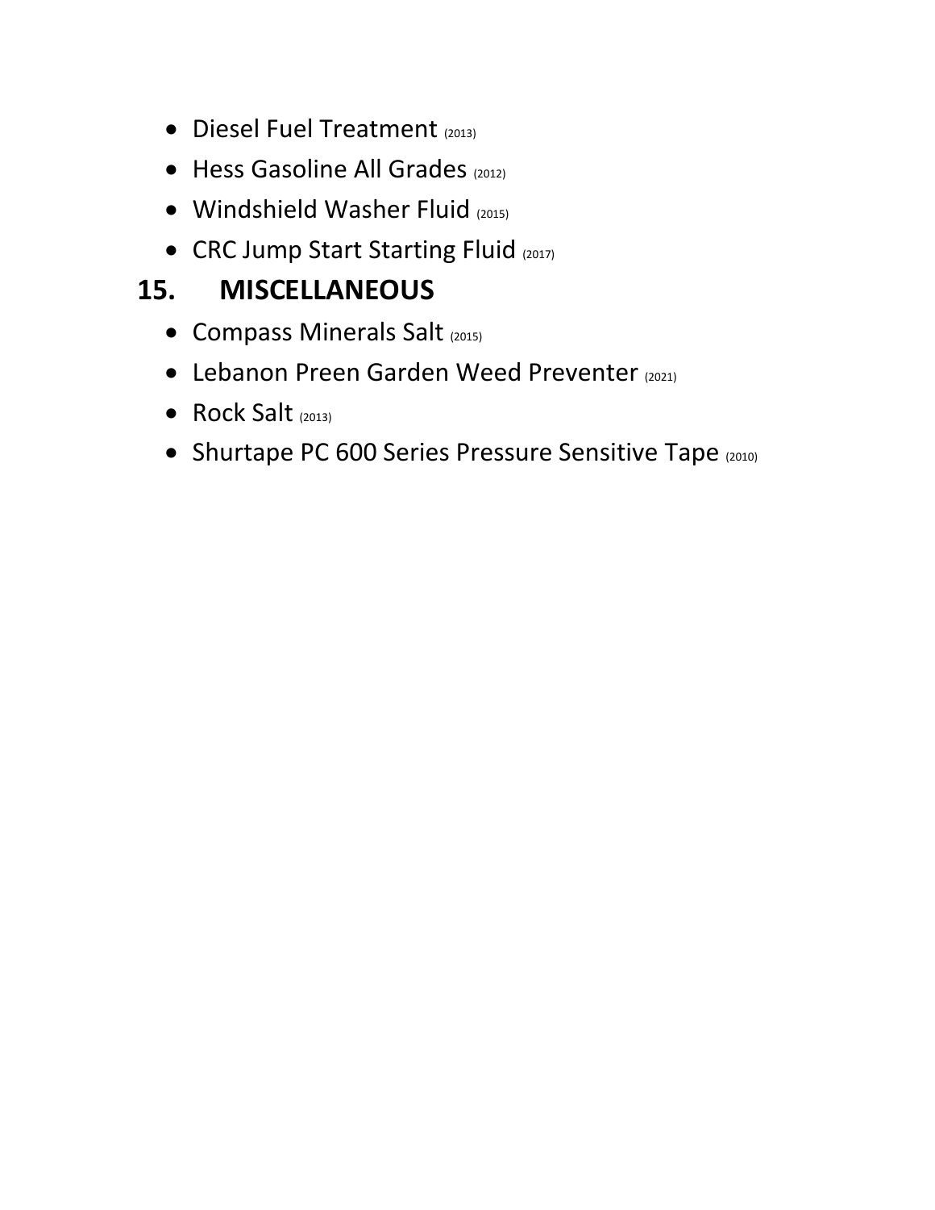- Diesel Fuel Treatment (2013)
- Hess Gasoline All Grades (2012)
- Windshield Washer Fluid (2015)
- CRC Jump Start Starting Fluid (2017)

## 15. MISCELLANEOUS

- Compass Minerals Salt (2015)
- Lebanon Preen Garden Weed Preventer (2021)
- Rock Salt (2013)
- Shurtape PC 600 Series Pressure Sensitive Tape (2010)